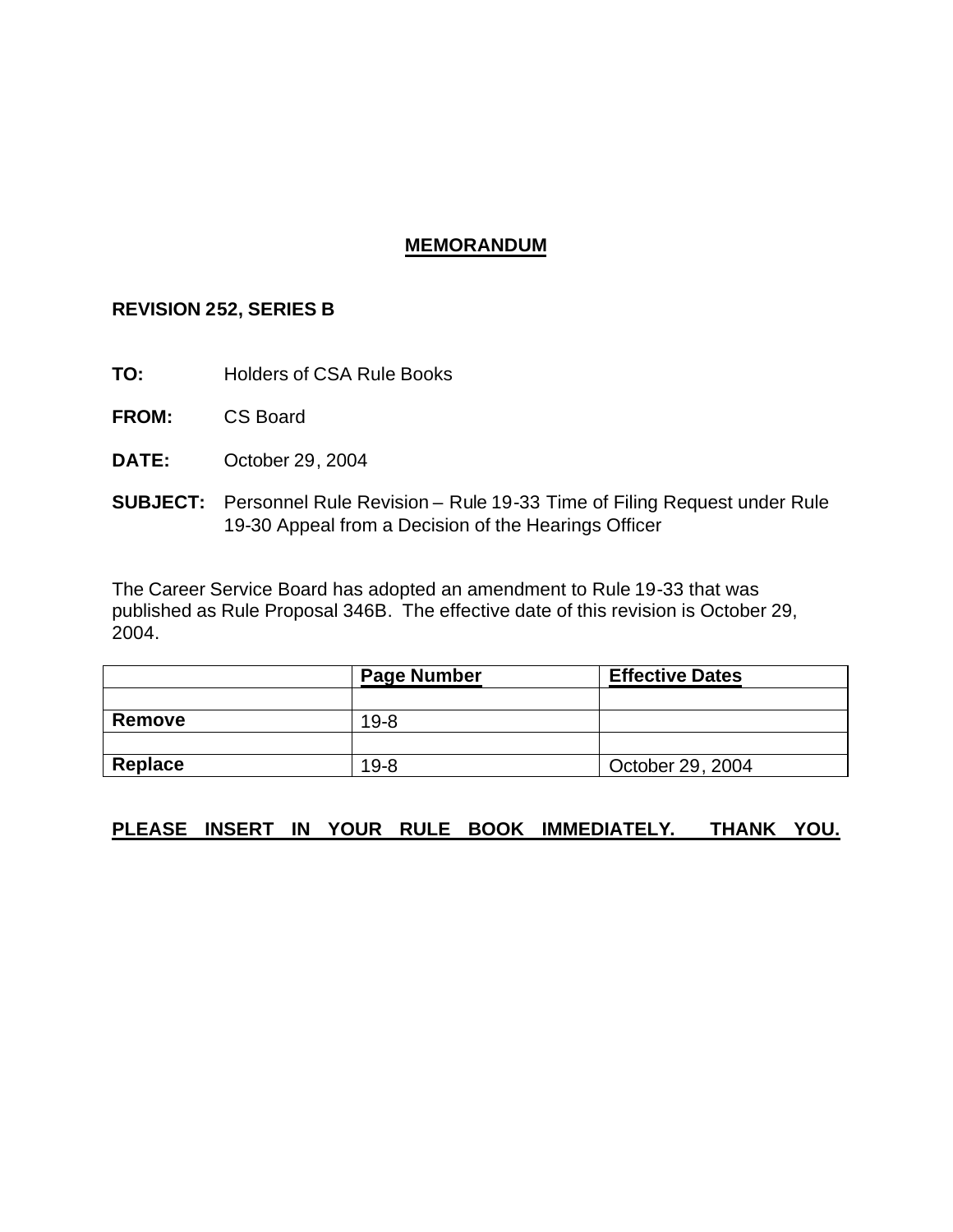# MEMORANDUM

**REVISION 252, SERIES B**

**TO:** Holders of CSA Rule Books

**FROM:** CS Board

**DATE:** October 29, 2004

**SUBJECT:** Personnel Rule Revision – Rule 19-33 Time of Filing Request under Rule 19-30 Appeal from a Decision of the Hearings Officer

The Career Service Board has adopted an amendment to Rule 19-33 that was published as Rule Proposal 346B. The effective date of this revision is October 29, 2004.

| | Page Number | Effective Dates |
|---|---|---|
| | | |
| **Remove** | 19-8 | |
| | | |
| **Replace** | 19-8 | October 29, 2004 |

**PLEASE INSERT IN YOUR RULE BOOK IMMEDIATELY. THANK YOU.**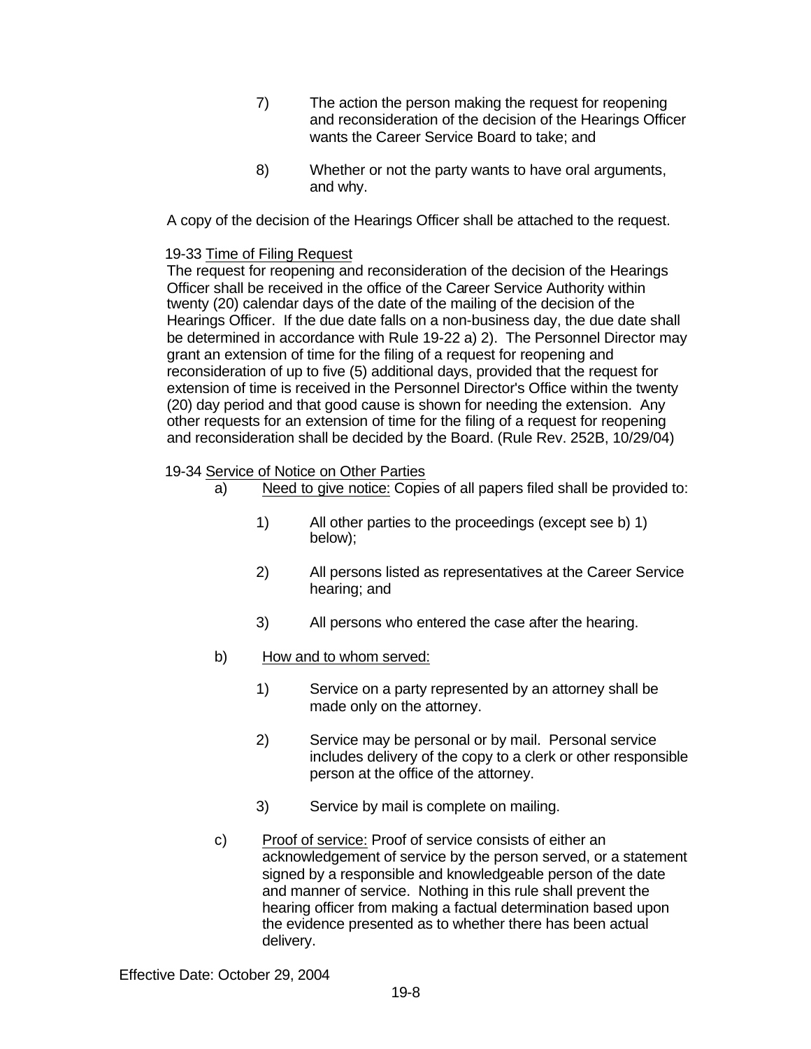7) The action the person making the request for reopening and reconsideration of the decision of the Hearings Officer wants the Career Service Board to take; and

8) Whether or not the party wants to have oral arguments, and why.

A copy of the decision of the Hearings Officer shall be attached to the request.

19-33 Time of Filing Request

The request for reopening and reconsideration of the decision of the Hearings Officer shall be received in the office of the Career Service Authority within twenty (20) calendar days of the date of the mailing of the decision of the Hearings Officer. If the due date falls on a non-business day, the due date shall be determined in accordance with Rule 19-22 a) 2). The Personnel Director may grant an extension of time for the filing of a request for reopening and reconsideration of up to five (5) additional days, provided that the request for extension of time is received in the Personnel Director's Office within the twenty (20) day period and that good cause is shown for needing the extension. Any other requests for an extension of time for the filing of a request for reopening and reconsideration shall be decided by the Board. (Rule Rev. 252B, 10/29/04)

19-34 Service of Notice on Other Parties

a) Need to give notice: Copies of all papers filed shall be provided to:

1) All other parties to the proceedings (except see b) 1) below);

2) All persons listed as representatives at the Career Service hearing; and

3) All persons who entered the case after the hearing.

b) How and to whom served:

1) Service on a party represented by an attorney shall be made only on the attorney.

2) Service may be personal or by mail. Personal service includes delivery of the copy to a clerk or other responsible person at the office of the attorney.

3) Service by mail is complete on mailing.

c) Proof of service: Proof of service consists of either an acknowledgement of service by the person served, or a statement signed by a responsible and knowledgeable person of the date and manner of service. Nothing in this rule shall prevent the hearing officer from making a factual determination based upon the evidence presented as to whether there has been actual delivery.

Effective Date: October 29, 2004